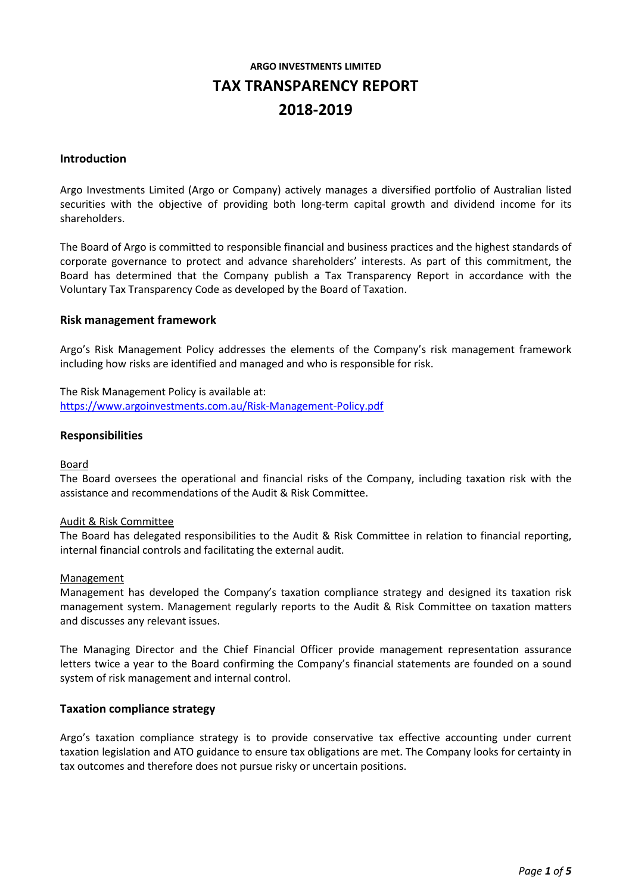**ARGO INVESTMENTS LIMITED**

# TAX TRANSPARENCY REPORT

# 2018-2019

## Introduction

Argo Investments Limited (Argo or Company) actively manages a diversified portfolio of Australian listed securities with the objective of providing both long-term capital growth and dividend income for its shareholders.

The Board of Argo is committed to responsible financial and business practices and the highest standards of corporate governance to protect and advance shareholders' interests. As part of this commitment, the Board has determined that the Company publish a Tax Transparency Report in accordance with the Voluntary Tax Transparency Code as developed by the Board of Taxation.

## Risk management framework

Argo's Risk Management Policy addresses the elements of the Company's risk management framework including how risks are identified and managed and who is responsible for risk.

The Risk Management Policy is available at:
[https://www.argoinvestments.com.au/Risk-Management-Policy.pdf](https://www.argoinvestments.com.au/Risk-Management-Policy.pdf)

## Responsibilities

Board
The Board oversees the operational and financial risks of the Company, including taxation risk with the assistance and recommendations of the Audit & Risk Committee.

Audit & Risk Committee
The Board has delegated responsibilities to the Audit & Risk Committee in relation to financial reporting, internal financial controls and facilitating the external audit.

Management
Management has developed the Company's taxation compliance strategy and designed its taxation risk management system. Management regularly reports to the Audit & Risk Committee on taxation matters and discusses any relevant issues.

The Managing Director and the Chief Financial Officer provide management representation assurance letters twice a year to the Board confirming the Company's financial statements are founded on a sound system of risk management and internal control.

## Taxation compliance strategy

Argo's taxation compliance strategy is to provide conservative tax effective accounting under current taxation legislation and ATO guidance to ensure tax obligations are met. The Company looks for certainty in tax outcomes and therefore does not pursue risky or uncertain positions.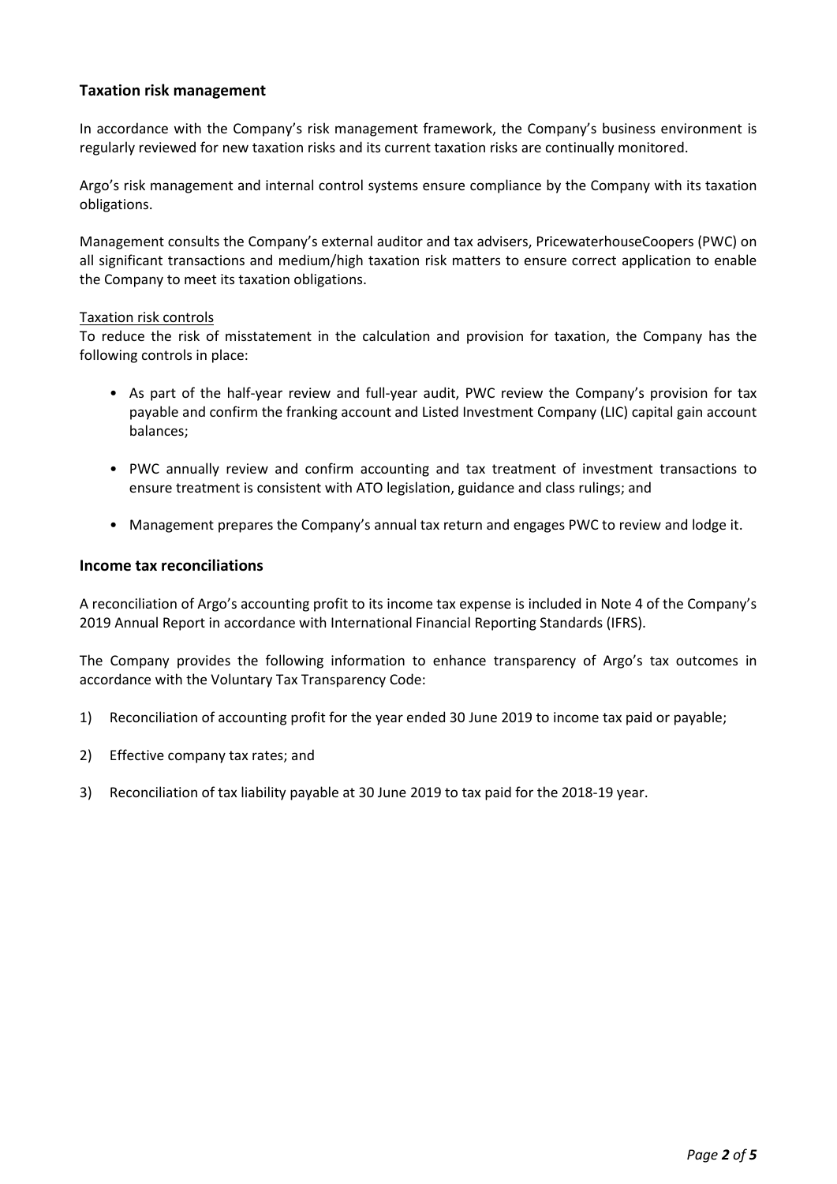## Taxation risk management

In accordance with the Company's risk management framework, the Company's business environment is regularly reviewed for new taxation risks and its current taxation risks are continually monitored.

Argo's risk management and internal control systems ensure compliance by the Company with its taxation obligations.

Management consults the Company's external auditor and tax advisers, PricewaterhouseCoopers (PWC) on all significant transactions and medium/high taxation risk matters to ensure correct application to enable the Company to meet its taxation obligations.

Taxation risk controls

To reduce the risk of misstatement in the calculation and provision for taxation, the Company has the following controls in place:

- As part of the half-year review and full-year audit, PWC review the Company's provision for tax payable and confirm the franking account and Listed Investment Company (LIC) capital gain account balances;

- PWC annually review and confirm accounting and tax treatment of investment transactions to ensure treatment is consistent with ATO legislation, guidance and class rulings; and

- Management prepares the Company's annual tax return and engages PWC to review and lodge it.

## Income tax reconciliations

A reconciliation of Argo's accounting profit to its income tax expense is included in Note 4 of the Company's 2019 Annual Report in accordance with International Financial Reporting Standards (IFRS).

The Company provides the following information to enhance transparency of Argo's tax outcomes in accordance with the Voluntary Tax Transparency Code:

1) Reconciliation of accounting profit for the year ended 30 June 2019 to income tax paid or payable;

2) Effective company tax rates; and

3) Reconciliation of tax liability payable at 30 June 2019 to tax paid for the 2018-19 year.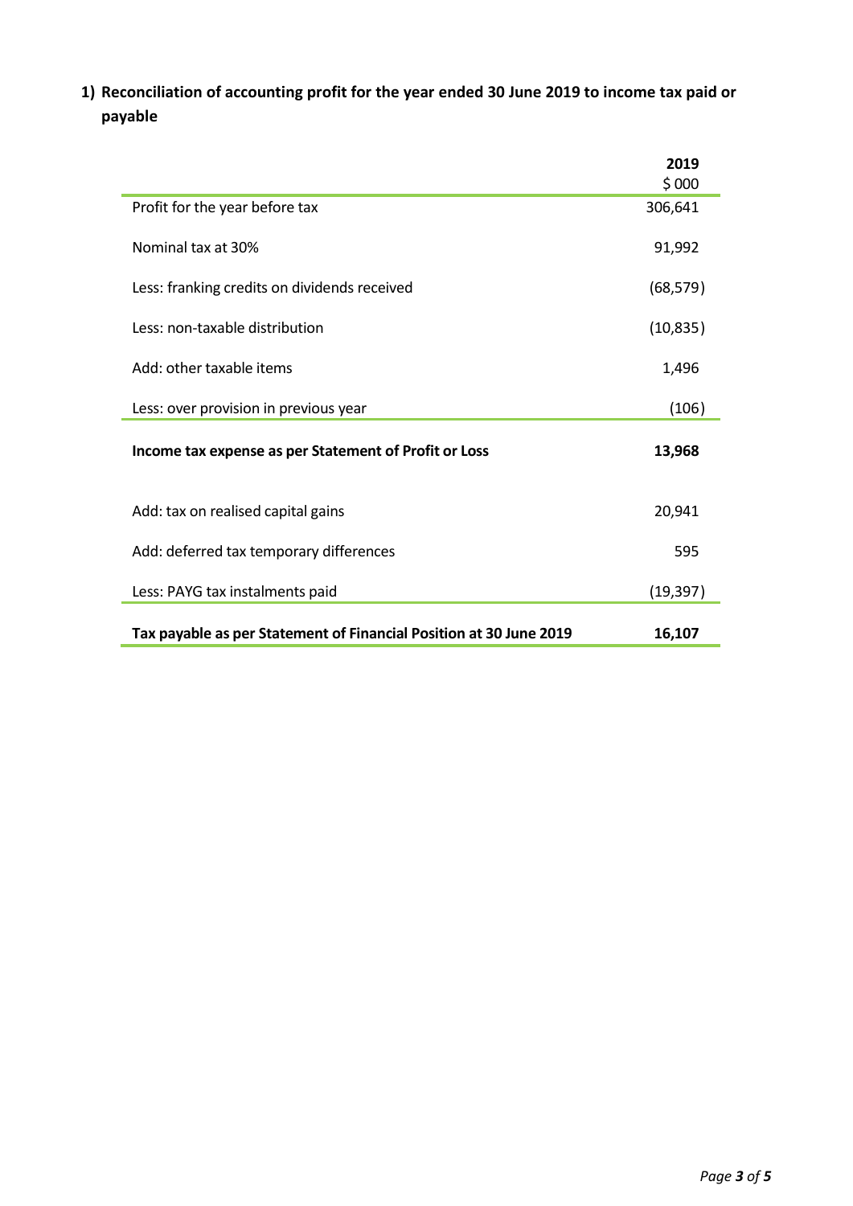1) **Reconciliation of accounting profit for the year ended 30 June 2019 to income tax paid or payable**

| | 2019<br>$ 000 |
|---|---|
| Profit for the year before tax | 306,641 |
| Nominal tax at 30% | 91,992 |
| Less: franking credits on dividends received | (68,579) |
| Less: non-taxable distribution | (10,835) |
| Add: other taxable items | 1,496 |
| Less: over provision in previous year | (106) |
| **Income tax expense as per Statement of Profit or Loss** | **13,968** |
| Add: tax on realised capital gains | 20,941 |
| Add: deferred tax temporary differences | 595 |
| Less: PAYG tax instalments paid | (19,397) |
| **Tax payable as per Statement of Financial Position at 30 June 2019** | **16,107** |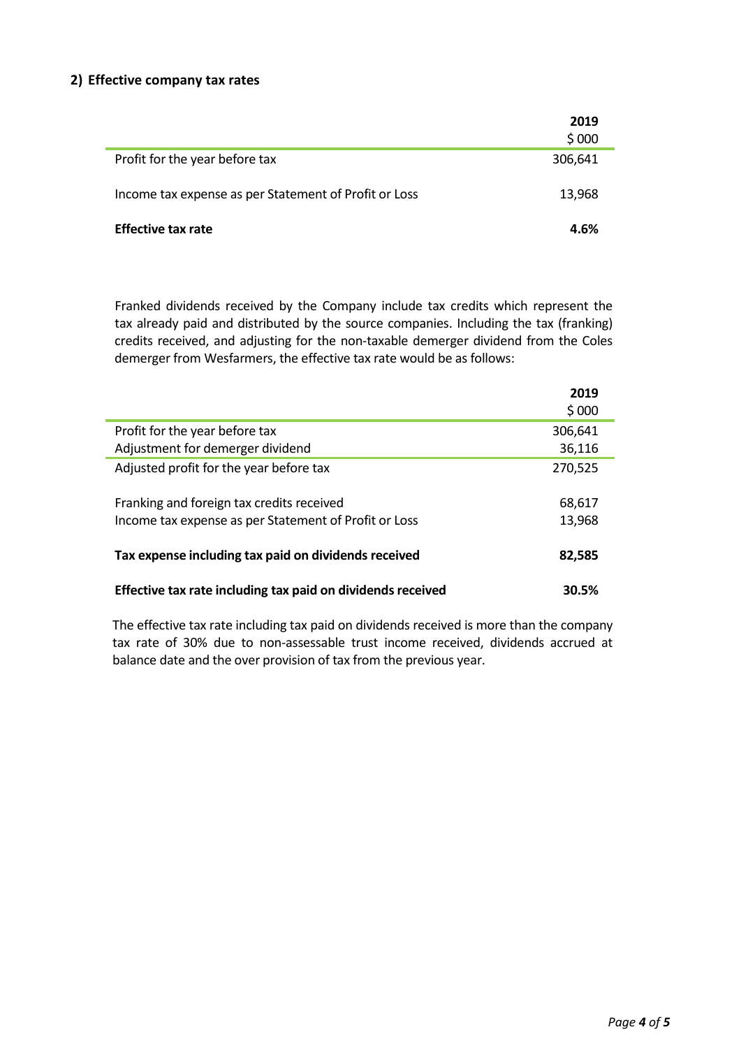## 2) Effective company tax rates

| | 2019 |
|---|---|
| | $ 000 |
| Profit for the year before tax | 306,641 |
| Income tax expense as per Statement of Profit or Loss | 13,968 |
| **Effective tax rate** | **4.6%** |

Franked dividends received by the Company include tax credits which represent the tax already paid and distributed by the source companies. Including the tax (franking) credits received, and adjusting for the non-taxable demerger dividend from the Coles demerger from Wesfarmers, the effective tax rate would be as follows:

| | 2019 |
|---|---|
| | $ 000 |
| Profit for the year before tax | 306,641 |
| Adjustment for demerger dividend | 36,116 |
| Adjusted profit for the year before tax | 270,525 |
| Franking and foreign tax credits received | 68,617 |
| Income tax expense as per Statement of Profit or Loss | 13,968 |
| **Tax expense including tax paid on dividends received** | **82,585** |
| **Effective tax rate including tax paid on dividends received** | **30.5%** |

The effective tax rate including tax paid on dividends received is more than the company tax rate of 30% due to non-assessable trust income received, dividends accrued at balance date and the over provision of tax from the previous year.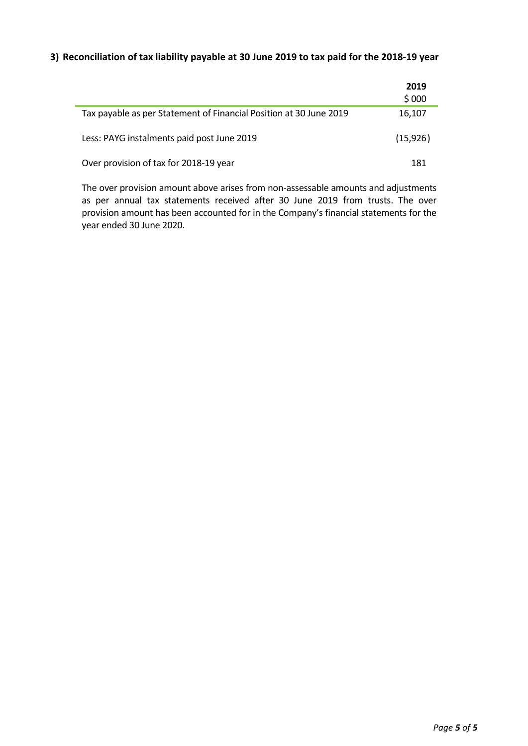## 3) Reconciliation of tax liability payable at 30 June 2019 to tax paid for the 2018-19 year

| | **2019**<br>$ 000 |
|---|---|
| Tax payable as per Statement of Financial Position at 30 June 2019 | 16,107 |
| Less: PAYG instalments paid post June 2019 | (15,926) |
| Over provision of tax for 2018-19 year | 181 |

The over provision amount above arises from non-assessable amounts and adjustments as per annual tax statements received after 30 June 2019 from trusts. The over provision amount has been accounted for in the Company's financial statements for the year ended 30 June 2020.